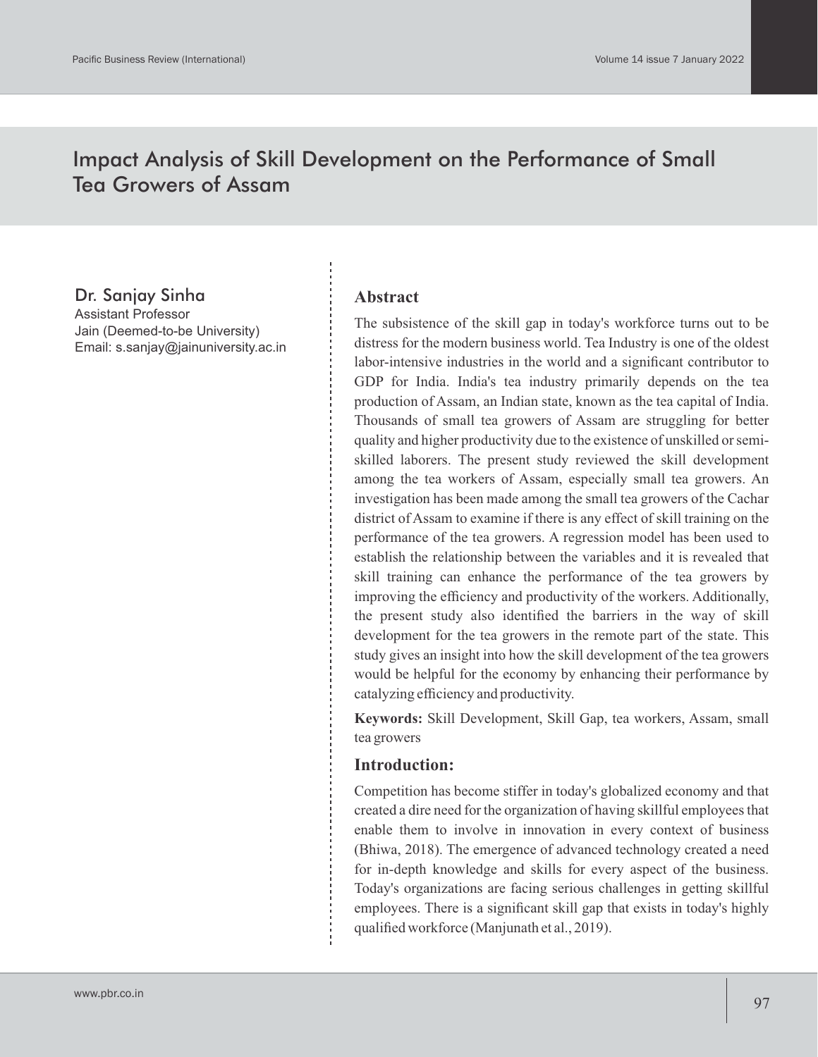# Impact Analysis of Skill Development on the Performance of Small Tea Growers of Assam

**Dr. Sanjay Sinha**
Assistant Professor
Jain (Deemed-to-be University)
Email: s.sanjay@jainuniversity.ac.in

## Abstract

The subsistence of the skill gap in today's workforce turns out to be distress for the modern business world. Tea Industry is one of the oldest labor-intensive industries in the world and a significant contributor to GDP for India. India's tea industry primarily depends on the tea production of Assam, an Indian state, known as the tea capital of India. Thousands of small tea growers of Assam are struggling for better quality and higher productivity due to the existence of unskilled or semi-skilled laborers. The present study reviewed the skill development among the tea workers of Assam, especially small tea growers. An investigation has been made among the small tea growers of the Cachar district of Assam to examine if there is any effect of skill training on the performance of the tea growers. A regression model has been used to establish the relationship between the variables and it is revealed that skill training can enhance the performance of the tea growers by improving the efficiency and productivity of the workers. Additionally, the present study also identified the barriers in the way of skill development for the tea growers in the remote part of the state. This study gives an insight into how the skill development of the tea growers would be helpful for the economy by enhancing their performance by catalyzing efficiency and productivity.

**Keywords:** Skill Development, Skill Gap, tea workers, Assam, small tea growers

## Introduction:

Competition has become stiffer in today's globalized economy and that created a dire need for the organization of having skillful employees that enable them to involve in innovation in every context of business (Bhiwa, 2018). The emergence of advanced technology created a need for in-depth knowledge and skills for every aspect of the business. Today's organizations are facing serious challenges in getting skillful employees. There is a significant skill gap that exists in today's highly qualified workforce (Manjunath et al., 2019).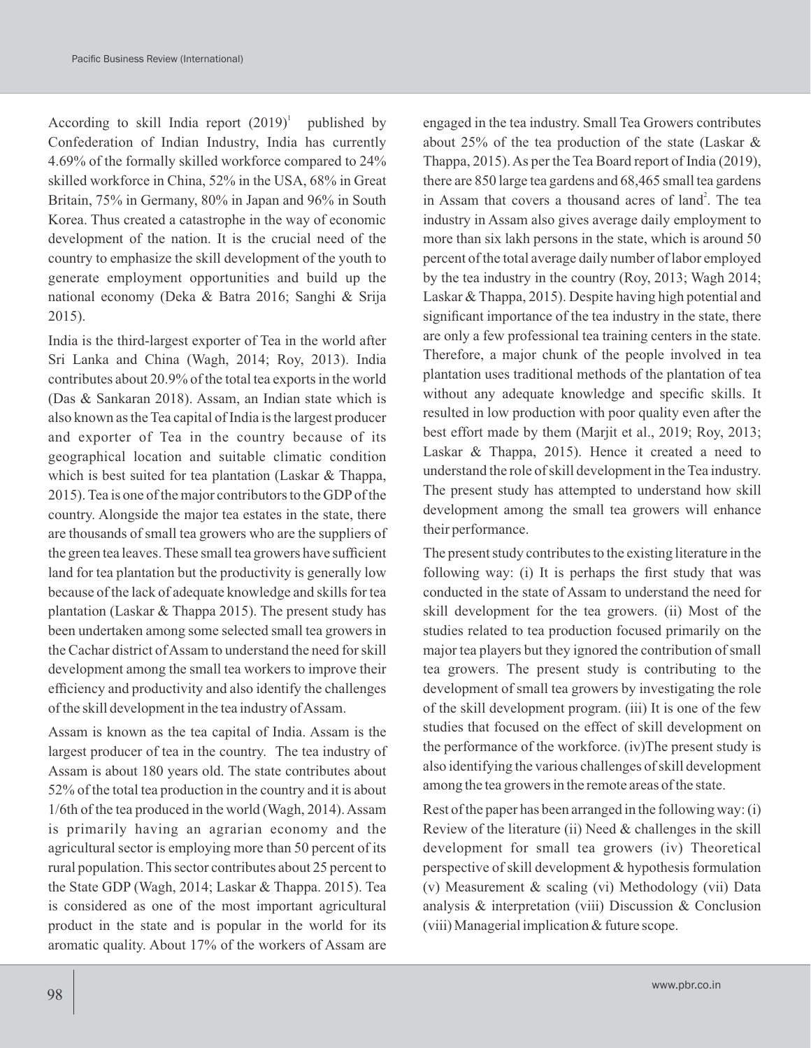According to skill India report (2019)[1] published by Confederation of Indian Industry, India has currently 4.69% of the formally skilled workforce compared to 24% skilled workforce in China, 52% in the USA, 68% in Great Britain, 75% in Germany, 80% in Japan and 96% in South Korea. Thus created a catastrophe in the way of economic development of the nation. It is the crucial need of the country to emphasize the skill development of the youth to generate employment opportunities and build up the national economy (Deka & Batra 2016; Sanghi & Srija 2015).

India is the third-largest exporter of Tea in the world after Sri Lanka and China (Wagh, 2014; Roy, 2013). India contributes about 20.9% of the total tea exports in the world (Das & Sankaran 2018). Assam, an Indian state which is also known as the Tea capital of India is the largest producer and exporter of Tea in the country because of its geographical location and suitable climatic condition which is best suited for tea plantation (Laskar & Thappa, 2015). Tea is one of the major contributors to the GDP of the country. Alongside the major tea estates in the state, there are thousands of small tea growers who are the suppliers of the green tea leaves. These small tea growers have sufficient land for tea plantation but the productivity is generally low because of the lack of adequate knowledge and skills for tea plantation (Laskar & Thappa 2015). The present study has been undertaken among some selected small tea growers in the Cachar district of Assam to understand the need for skill development among the small tea workers to improve their efficiency and productivity and also identify the challenges of the skill development in the tea industry of Assam.

Assam is known as the tea capital of India. Assam is the largest producer of tea in the country. The tea industry of Assam is about 180 years old. The state contributes about 52% of the total tea production in the country and it is about 1/6th of the tea produced in the world (Wagh, 2014). Assam is primarily having an agrarian economy and the agricultural sector is employing more than 50 percent of its rural population. This sector contributes about 25 percent to the State GDP (Wagh, 2014; Laskar & Thappa. 2015). Tea is considered as one of the most important agricultural product in the state and is popular in the world for its aromatic quality. About 17% of the workers of Assam are engaged in the tea industry. Small Tea Growers contributes about 25% of the tea production of the state (Laskar & Thappa, 2015). As per the Tea Board report of India (2019), there are 850 large tea gardens and 68,465 small tea gardens in Assam that covers a thousand acres of land[2]. The tea industry in Assam also gives average daily employment to more than six lakh persons in the state, which is around 50 percent of the total average daily number of labor employed by the tea industry in the country (Roy, 2013; Wagh 2014; Laskar & Thappa, 2015). Despite having high potential and significant importance of the tea industry in the state, there are only a few professional tea training centers in the state. Therefore, a major chunk of the people involved in tea plantation uses traditional methods of the plantation of tea without any adequate knowledge and specific skills. It resulted in low production with poor quality even after the best effort made by them (Marjit et al., 2019; Roy, 2013; Laskar & Thappa, 2015). Hence it created a need to understand the role of skill development in the Tea industry. The present study has attempted to understand how skill development among the small tea growers will enhance their performance.

The present study contributes to the existing literature in the following way: (i) It is perhaps the first study that was conducted in the state of Assam to understand the need for skill development for the tea growers. (ii) Most of the studies related to tea production focused primarily on the major tea players but they ignored the contribution of small tea growers. The present study is contributing to the development of small tea growers by investigating the role of the skill development program. (iii) It is one of the few studies that focused on the effect of skill development on the performance of the workforce. (iv)The present study is also identifying the various challenges of skill development among the tea growers in the remote areas of the state.

Rest of the paper has been arranged in the following way: (i) Review of the literature (ii) Need & challenges in the skill development for small tea growers (iv) Theoretical perspective of skill development & hypothesis formulation (v) Measurement & scaling (vi) Methodology (vii) Data analysis & interpretation (viii) Discussion & Conclusion (viii) Managerial implication & future scope.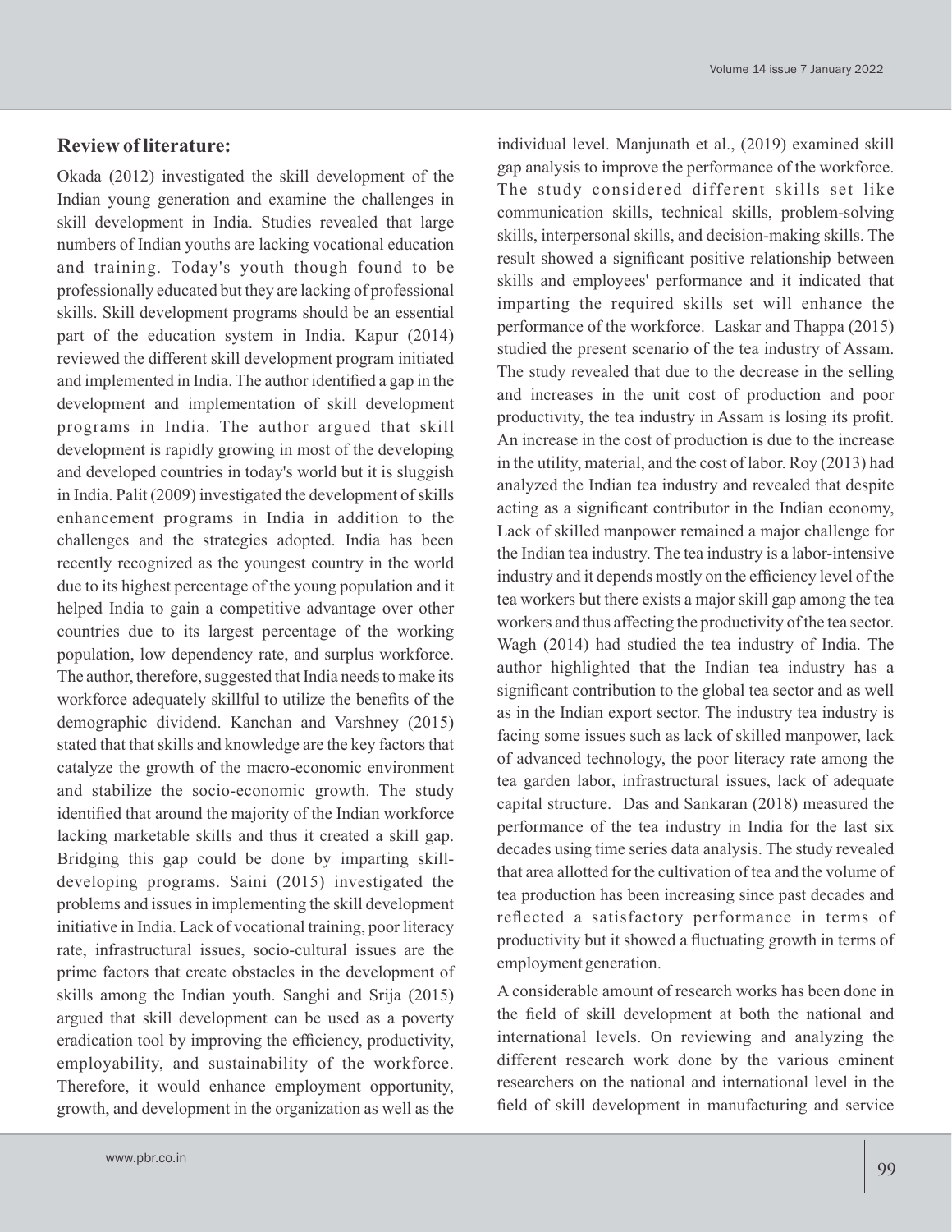## Review of literature:

Okada (2012) investigated the skill development of the Indian young generation and examine the challenges in skill development in India. Studies revealed that large numbers of Indian youths are lacking vocational education and training. Today's youth though found to be professionally educated but they are lacking of professional skills. Skill development programs should be an essential part of the education system in India. Kapur (2014) reviewed the different skill development program initiated and implemented in India. The author identified a gap in the development and implementation of skill development programs in India. The author argued that skill development is rapidly growing in most of the developing and developed countries in today's world but it is sluggish in India. Palit (2009) investigated the development of skills enhancement programs in India in addition to the challenges and the strategies adopted. India has been recently recognized as the youngest country in the world due to its highest percentage of the young population and it helped India to gain a competitive advantage over other countries due to its largest percentage of the working population, low dependency rate, and surplus workforce. The author, therefore, suggested that India needs to make its workforce adequately skillful to utilize the benefits of the demographic dividend. Kanchan and Varshney (2015) stated that that skills and knowledge are the key factors that catalyze the growth of the macro-economic environment and stabilize the socio-economic growth. The study identified that around the majority of the Indian workforce lacking marketable skills and thus it created a skill gap. Bridging this gap could be done by imparting skill-developing programs. Saini (2015) investigated the problems and issues in implementing the skill development initiative in India. Lack of vocational training, poor literacy rate, infrastructural issues, socio-cultural issues are the prime factors that create obstacles in the development of skills among the Indian youth. Sanghi and Srija (2015) argued that skill development can be used as a poverty eradication tool by improving the efficiency, productivity, employability, and sustainability of the workforce. Therefore, it would enhance employment opportunity, growth, and development in the organization as well as the individual level. Manjunath et al., (2019) examined skill gap analysis to improve the performance of the workforce. The study considered different skills set like communication skills, technical skills, problem-solving skills, interpersonal skills, and decision-making skills. The result showed a significant positive relationship between skills and employees' performance and it indicated that imparting the required skills set will enhance the performance of the workforce. Laskar and Thappa (2015) studied the present scenario of the tea industry of Assam. The study revealed that due to the decrease in the selling and increases in the unit cost of production and poor productivity, the tea industry in Assam is losing its profit. An increase in the cost of production is due to the increase in the utility, material, and the cost of labor. Roy (2013) had analyzed the Indian tea industry and revealed that despite acting as a significant contributor in the Indian economy, Lack of skilled manpower remained a major challenge for the Indian tea industry. The tea industry is a labor-intensive industry and it depends mostly on the efficiency level of the tea workers but there exists a major skill gap among the tea workers and thus affecting the productivity of the tea sector. Wagh (2014) had studied the tea industry of India. The author highlighted that the Indian tea industry has a significant contribution to the global tea sector and as well as in the Indian export sector. The industry tea industry is facing some issues such as lack of skilled manpower, lack of advanced technology, the poor literacy rate among the tea garden labor, infrastructural issues, lack of adequate capital structure. Das and Sankaran (2018) measured the performance of the tea industry in India for the last six decades using time series data analysis. The study revealed that area allotted for the cultivation of tea and the volume of tea production has been increasing since past decades and reflected a satisfactory performance in terms of productivity but it showed a fluctuating growth in terms of employment generation.

A considerable amount of research works has been done in the field of skill development at both the national and international levels. On reviewing and analyzing the different research work done by the various eminent researchers on the national and international level in the field of skill development in manufacturing and service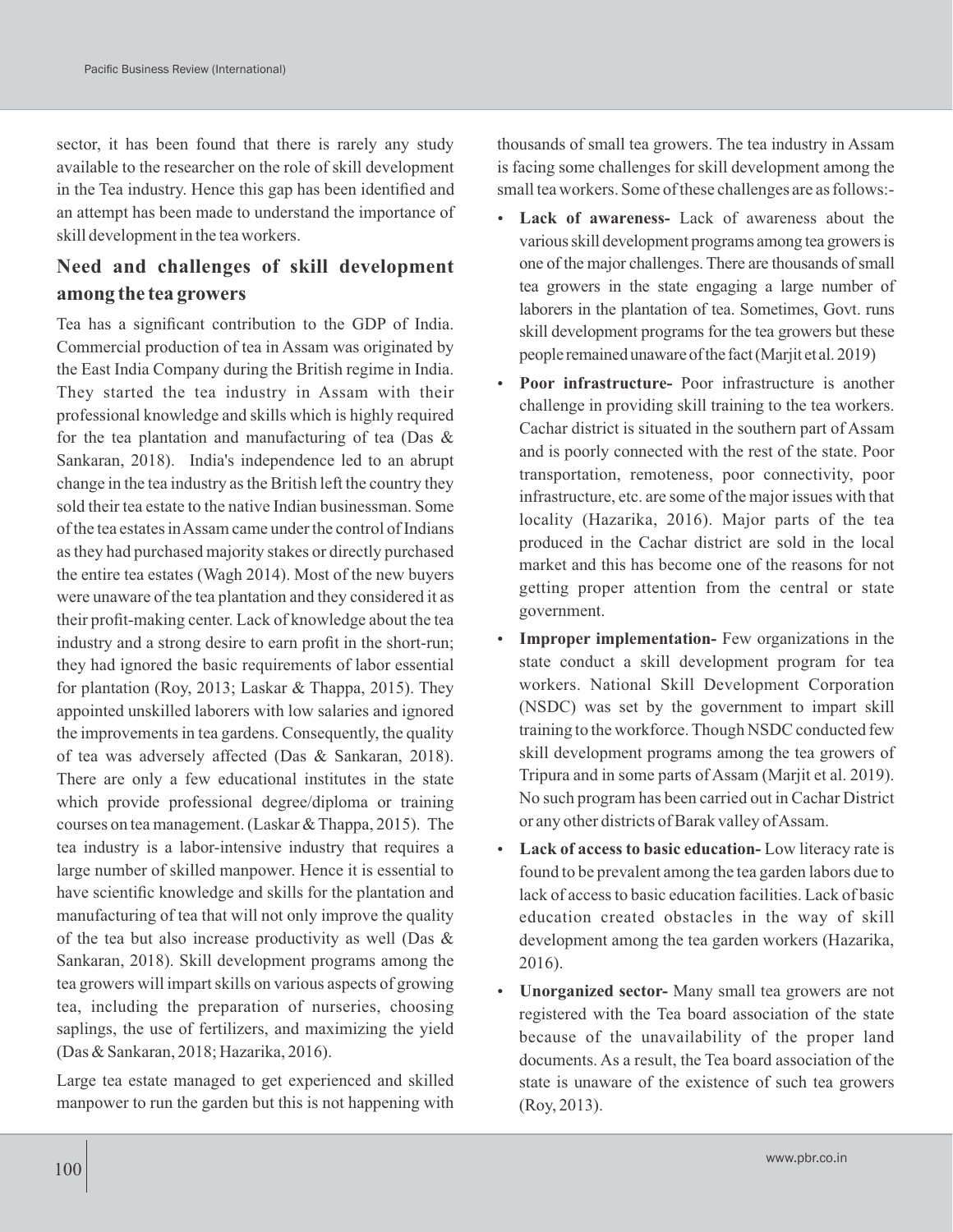sector, it has been found that there is rarely any study available to the researcher on the role of skill development in the Tea industry. Hence this gap has been identified and an attempt has been made to understand the importance of skill development in the tea workers.

## Need and challenges of skill development among the tea growers

Tea has a significant contribution to the GDP of India. Commercial production of tea in Assam was originated by the East India Company during the British regime in India. They started the tea industry in Assam with their professional knowledge and skills which is highly required for the tea plantation and manufacturing of tea (Das & Sankaran, 2018). India's independence led to an abrupt change in the tea industry as the British left the country they sold their tea estate to the native Indian businessman. Some of the tea estates in Assam came under the control of Indians as they had purchased majority stakes or directly purchased the entire tea estates (Wagh 2014). Most of the new buyers were unaware of the tea plantation and they considered it as their profit-making center. Lack of knowledge about the tea industry and a strong desire to earn profit in the short-run; they had ignored the basic requirements of labor essential for plantation (Roy, 2013; Laskar & Thappa, 2015). They appointed unskilled laborers with low salaries and ignored the improvements in tea gardens. Consequently, the quality of tea was adversely affected (Das & Sankaran, 2018). There are only a few educational institutes in the state which provide professional degree/diploma or training courses on tea management. (Laskar & Thappa, 2015). The tea industry is a labor-intensive industry that requires a large number of skilled manpower. Hence it is essential to have scientific knowledge and skills for the plantation and manufacturing of tea that will not only improve the quality of the tea but also increase productivity as well (Das & Sankaran, 2018). Skill development programs among the tea growers will impart skills on various aspects of growing tea, including the preparation of nurseries, choosing saplings, the use of fertilizers, and maximizing the yield (Das & Sankaran, 2018; Hazarika, 2016).

Large tea estate managed to get experienced and skilled manpower to run the garden but this is not happening with thousands of small tea growers. The tea industry in Assam is facing some challenges for skill development among the small tea workers. Some of these challenges are as follows:-

- **Lack of awareness-** Lack of awareness about the various skill development programs among tea growers is one of the major challenges. There are thousands of small tea growers in the state engaging a large number of laborers in the plantation of tea. Sometimes, Govt. runs skill development programs for the tea growers but these people remained unaware of the fact (Marjit et al. 2019)
- **Poor infrastructure-** Poor infrastructure is another challenge in providing skill training to the tea workers. Cachar district is situated in the southern part of Assam and is poorly connected with the rest of the state. Poor transportation, remoteness, poor connectivity, poor infrastructure, etc. are some of the major issues with that locality (Hazarika, 2016). Major parts of the tea produced in the Cachar district are sold in the local market and this has become one of the reasons for not getting proper attention from the central or state government.
- **Improper implementation-** Few organizations in the state conduct a skill development program for tea workers. National Skill Development Corporation (NSDC) was set by the government to impart skill training to the workforce. Though NSDC conducted few skill development programs among the tea growers of Tripura and in some parts of Assam (Marjit et al. 2019). No such program has been carried out in Cachar District or any other districts of Barak valley of Assam.
- **Lack of access to basic education-** Low literacy rate is found to be prevalent among the tea garden labors due to lack of access to basic education facilities. Lack of basic education created obstacles in the way of skill development among the tea garden workers (Hazarika, 2016).
- **Unorganized sector-** Many small tea growers are not registered with the Tea board association of the state because of the unavailability of the proper land documents. As a result, the Tea board association of the state is unaware of the existence of such tea growers (Roy, 2013).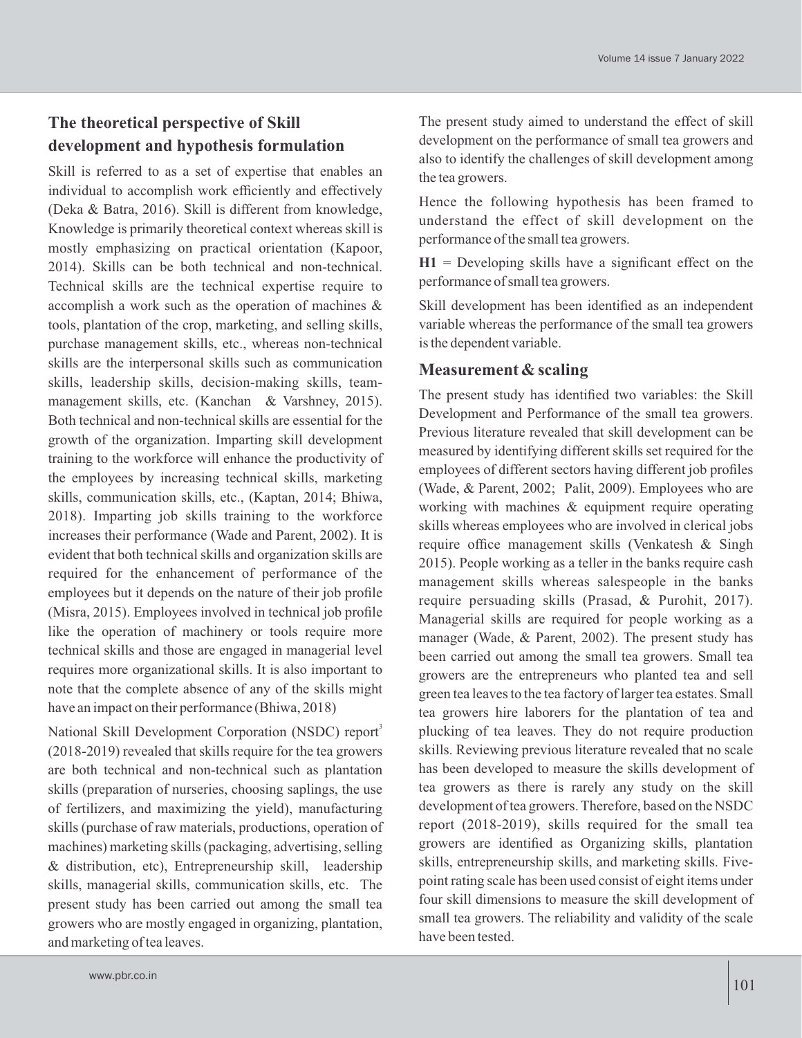## The theoretical perspective of Skill development and hypothesis formulation

Skill is referred to as a set of expertise that enables an individual to accomplish work efficiently and effectively (Deka & Batra, 2016). Skill is different from knowledge, Knowledge is primarily theoretical context whereas skill is mostly emphasizing on practical orientation (Kapoor, 2014). Skills can be both technical and non-technical. Technical skills are the technical expertise require to accomplish a work such as the operation of machines & tools, plantation of the crop, marketing, and selling skills, purchase management skills, etc., whereas non-technical skills are the interpersonal skills such as communication skills, leadership skills, decision-making skills, team-management skills, etc. (Kanchan & Varshney, 2015). Both technical and non-technical skills are essential for the growth of the organization. Imparting skill development training to the workforce will enhance the productivity of the employees by increasing technical skills, marketing skills, communication skills, etc., (Kaptan, 2014; Bhiwa, 2018). Imparting job skills training to the workforce increases their performance (Wade and Parent, 2002). It is evident that both technical skills and organization skills are required for the enhancement of performance of the employees but it depends on the nature of their job profile (Misra, 2015). Employees involved in technical job profile like the operation of machinery or tools require more technical skills and those are engaged in managerial level requires more organizational skills. It is also important to note that the complete absence of any of the skills might have an impact on their performance (Bhiwa, 2018)

National Skill Development Corporation (NSDC) report[3] (2018-2019) revealed that skills require for the tea growers are both technical and non-technical such as plantation skills (preparation of nurseries, choosing saplings, the use of fertilizers, and maximizing the yield), manufacturing skills (purchase of raw materials, productions, operation of machines) marketing skills (packaging, advertising, selling & distribution, etc), Entrepreneurship skill, leadership skills, managerial skills, communication skills, etc. The present study has been carried out among the small tea growers who are mostly engaged in organizing, plantation, and marketing of tea leaves.

The present study aimed to understand the effect of skill development on the performance of small tea growers and also to identify the challenges of skill development among the tea growers.

Hence the following hypothesis has been framed to understand the effect of skill development on the performance of the small tea growers.

**H1** = Developing skills have a significant effect on the performance of small tea growers.

Skill development has been identified as an independent variable whereas the performance of the small tea growers is the dependent variable.

### Measurement & scaling

The present study has identified two variables: the Skill Development and Performance of the small tea growers. Previous literature revealed that skill development can be measured by identifying different skills set required for the employees of different sectors having different job profiles (Wade, & Parent, 2002; Palit, 2009). Employees who are working with machines & equipment require operating skills whereas employees who are involved in clerical jobs require office management skills (Venkatesh & Singh 2015). People working as a teller in the banks require cash management skills whereas salespeople in the banks require persuading skills (Prasad, & Purohit, 2017). Managerial skills are required for people working as a manager (Wade, & Parent, 2002). The present study has been carried out among the small tea growers. Small tea growers are the entrepreneurs who planted tea and sell green tea leaves to the tea factory of larger tea estates. Small tea growers hire laborers for the plantation of tea and plucking of tea leaves. They do not require production skills. Reviewing previous literature revealed that no scale has been developed to measure the skills development of tea growers as there is rarely any study on the skill development of tea growers. Therefore, based on the NSDC report (2018-2019), skills required for the small tea growers are identified as Organizing skills, plantation skills, entrepreneurship skills, and marketing skills. Five-point rating scale has been used consist of eight items under four skill dimensions to measure the skill development of small tea growers. The reliability and validity of the scale have been tested.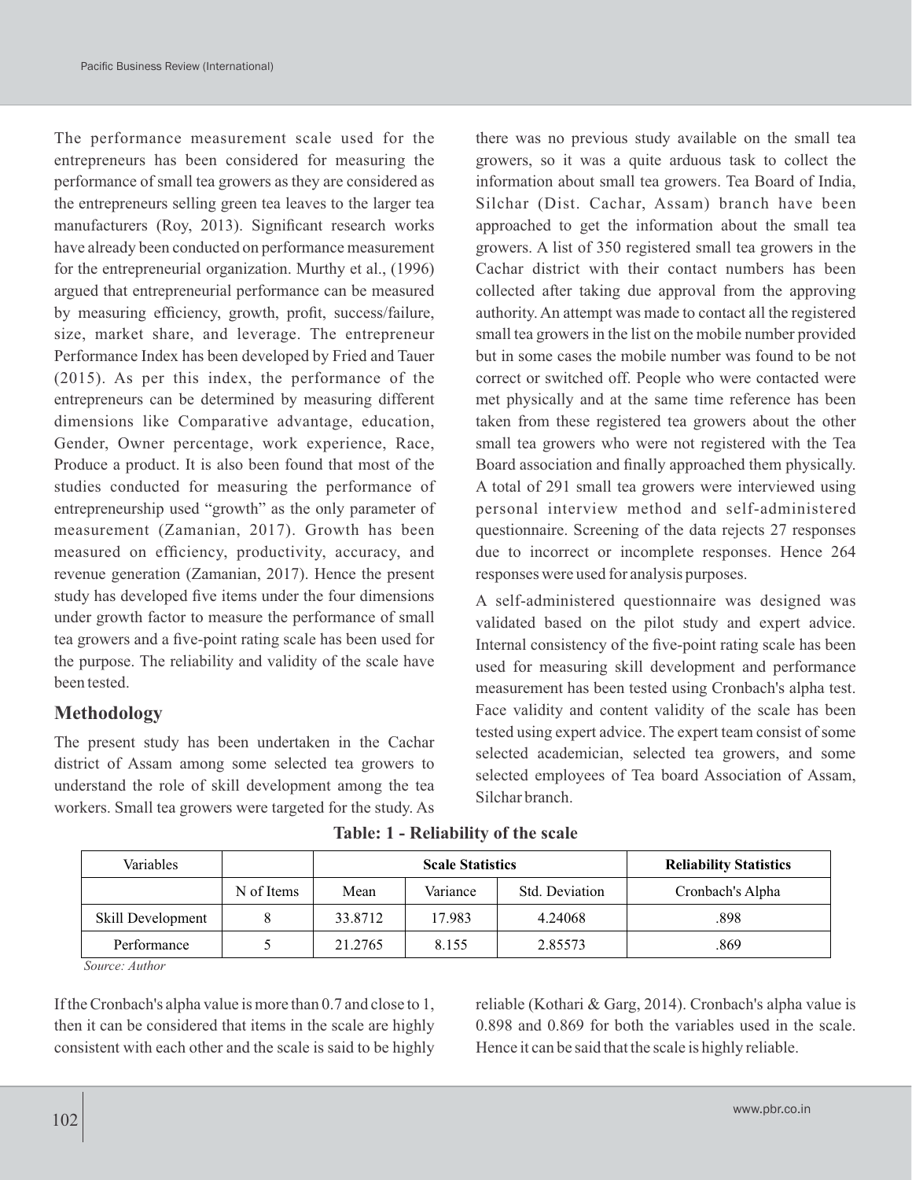The performance measurement scale used for the entrepreneurs has been considered for measuring the performance of small tea growers as they are considered as the entrepreneurs selling green tea leaves to the larger tea manufacturers (Roy, 2013). Significant research works have already been conducted on performance measurement for the entrepreneurial organization. Murthy et al., (1996) argued that entrepreneurial performance can be measured by measuring efficiency, growth, profit, success/failure, size, market share, and leverage. The entrepreneur Performance Index has been developed by Fried and Tauer (2015). As per this index, the performance of the entrepreneurs can be determined by measuring different dimensions like Comparative advantage, education, Gender, Owner percentage, work experience, Race, Produce a product. It is also been found that most of the studies conducted for measuring the performance of entrepreneurship used "growth" as the only parameter of measurement (Zamanian, 2017). Growth has been measured on efficiency, productivity, accuracy, and revenue generation (Zamanian, 2017). Hence the present study has developed five items under the four dimensions under growth factor to measure the performance of small tea growers and a five-point rating scale has been used for the purpose. The reliability and validity of the scale have been tested.

## Methodology

The present study has been undertaken in the Cachar district of Assam among some selected tea growers to understand the role of skill development among the tea workers. Small tea growers were targeted for the study. As there was no previous study available on the small tea growers, so it was a quite arduous task to collect the information about small tea growers. Tea Board of India, Silchar (Dist. Cachar, Assam) branch have been approached to get the information about the small tea growers. A list of 350 registered small tea growers in the Cachar district with their contact numbers has been collected after taking due approval from the approving authority. An attempt was made to contact all the registered small tea growers in the list on the mobile number provided but in some cases the mobile number was found to be not correct or switched off. People who were contacted were met physically and at the same time reference has been taken from these registered tea growers about the other small tea growers who were not registered with the Tea Board association and finally approached them physically. A total of 291 small tea growers were interviewed using personal interview method and self-administered questionnaire. Screening of the data rejects 27 responses due to incorrect or incomplete responses. Hence 264 responses were used for analysis purposes.

A self-administered questionnaire was designed was validated based on the pilot study and expert advice. Internal consistency of the five-point rating scale has been used for measuring skill development and performance measurement has been tested using Cronbach's alpha test. Face validity and content validity of the scale has been tested using expert advice. The expert team consist of some selected academician, selected tea growers, and some selected employees of Tea board Association of Assam, Silchar branch.

**Table: 1 - Reliability of the scale**

| Variables | | **Scale Statistics** | | | **Reliability Statistics** |
|---|---|---|---|---|---|
| | N of Items | Mean | Variance | Std. Deviation | Cronbach's Alpha |
| Skill Development | 8 | 33.8712 | 17.983 | 4.24068 | .898 |
| Performance | 5 | 21.2765 | 8.155 | 2.85573 | .869 |

*Source: Author*

If the Cronbach's alpha value is more than 0.7 and close to 1, then it can be considered that items in the scale are highly consistent with each other and the scale is said to be highly reliable (Kothari & Garg, 2014). Cronbach's alpha value is 0.898 and 0.869 for both the variables used in the scale. Hence it can be said that the scale is highly reliable.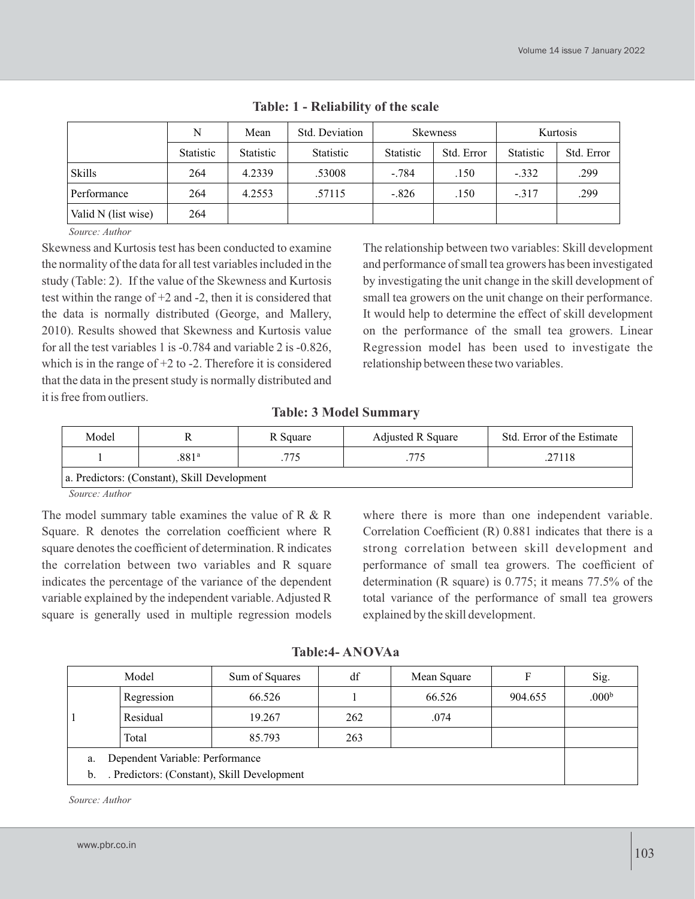**Table: 1 - Reliability of the scale**

| | N | Mean | Std. Deviation | Skewness | | Kurtosis | |
|---|---|---|---|---|---|---|---|
| | Statistic | Statistic | Statistic | Statistic | Std. Error | Statistic | Std. Error |
| Skills | 264 | 4.2339 | .53008 | -.784 | .150 | -.332 | .299 |
| Performance | 264 | 4.2553 | .57115 | -.826 | .150 | -.317 | .299 |
| Valid N (list wise) | 264 | | | | | | |

*Source: Author*

Skewness and Kurtosis test has been conducted to examine the normality of the data for all test variables included in the study (Table: 2). If the value of the Skewness and Kurtosis test within the range of +2 and -2, then it is considered that the data is normally distributed (George, and Mallery, 2010). Results showed that Skewness and Kurtosis value for all the test variables 1 is -0.784 and variable 2 is -0.826, which is in the range of +2 to -2. Therefore it is considered that the data in the present study is normally distributed and it is free from outliers.

The relationship between two variables: Skill development and performance of small tea growers has been investigated by investigating the unit change in the skill development of small tea growers on the unit change on their performance. It would help to determine the effect of skill development on the performance of the small tea growers. Linear Regression model has been used to investigate the relationship between these two variables.

**Table: 3 Model Summary**

| Model | R | R Square | Adjusted R Square | Std. Error of the Estimate |
|---|---|---|---|---|
| 1 | .881[a] | .775 | .775 | .27118 |
| a. Predictors: (Constant), Skill Development | | | | |

*Source: Author*

The model summary table examines the value of R & R Square. R denotes the correlation coefficient where R square denotes the coefficient of determination. R indicates the correlation between two variables and R square indicates the percentage of the variance of the dependent variable explained by the independent variable. Adjusted R square is generally used in multiple regression models where there is more than one independent variable. Correlation Coefficient (R) 0.881 indicates that there is a strong correlation between skill development and performance of small tea growers. The coefficient of determination (R square) is 0.775; it means 77.5% of the total variance of the performance of small tea growers explained by the skill development.

**Table:4- ANOVAa**

| Model | | Sum of Squares | df | Mean Square | F | Sig. |
|---|---|---|---|---|---|---|
| 1 | Regression | 66.526 | 1 | 66.526 | 904.655 | .000[b] |
| | Residual | 19.267 | 262 | .074 | | |
| | Total | 85.793 | 263 | | | |

a. Dependent Variable: Performance
b. . Predictors: (Constant), Skill Development

*Source: Author*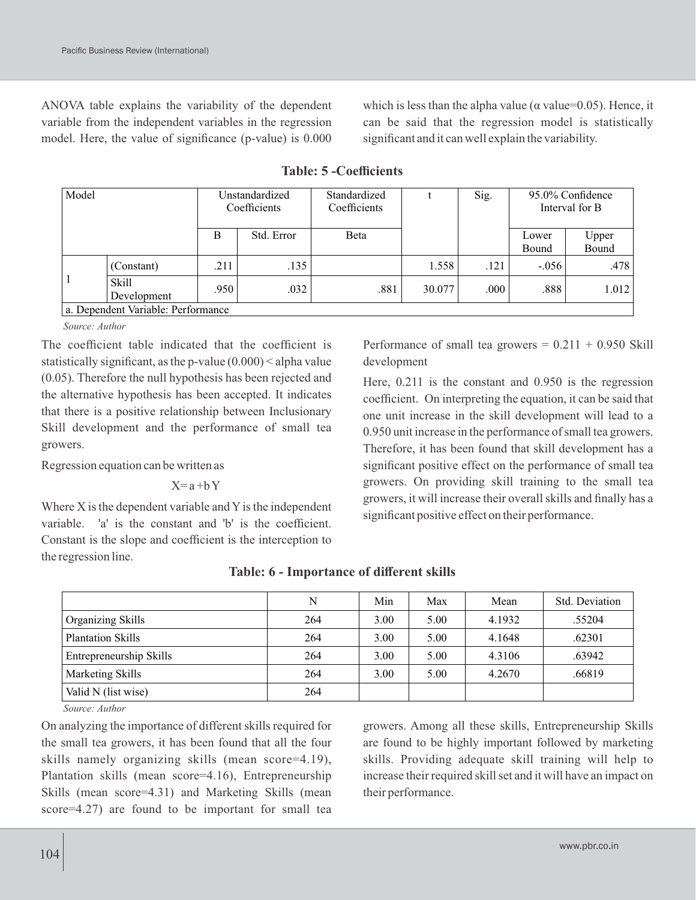ANOVA table explains the variability of the dependent variable from the independent variables in the regression model. Here, the value of significance (p-value) is 0.000 which is less than the alpha value (α value=0.05). Hence, it can be said that the regression model is statistically significant and it can well explain the variability.

**Table: 5 -Coefficients**

| Model | | Unstandardized Coefficients | | Standardized Coefficients | t | Sig. | 95.0% Confidence Interval for B | |
|---|---|---|---|---|---|---|---|---|
| | | B | Std. Error | Beta | | | Lower Bound | Upper Bound |
| 1 | (Constant) | .211 | .135 | | 1.558 | .121 | -.056 | .478 |
| | Skill Development | .950 | .032 | .881 | 30.077 | .000 | .888 | 1.012 |
| a. Dependent Variable: Performance | | | | | | | | |

*Source: Author*

The coefficient table indicated that the coefficient is statistically significant, as the p-value (0.000) < alpha value (0.05). Therefore the null hypothesis has been rejected and the alternative hypothesis has been accepted. It indicates that there is a positive relationship between Inclusionary Skill development and the performance of small tea growers.

Regression equation can be written as

$$X = a + bY$$

Where X is the dependent variable and Y is the independent variable. 'a' is the constant and 'b' is the coefficient. Constant is the slope and coefficient is the interception to the regression line.

Performance of small tea growers = 0.211 + 0.950 Skill development

Here, 0.211 is the constant and 0.950 is the regression coefficient. On interpreting the equation, it can be said that one unit increase in the skill development will lead to a 0.950 unit increase in the performance of small tea growers. Therefore, it has been found that skill development has a significant positive effect on the performance of small tea growers. On providing skill training to the small tea growers, it will increase their overall skills and finally has a significant positive effect on their performance.

**Table: 6 - Importance of different skills**

| | N | Min | Max | Mean | Std. Deviation |
|---|---|---|---|---|---|
| Organizing Skills | 264 | 3.00 | 5.00 | 4.1932 | .55204 |
| Plantation Skills | 264 | 3.00 | 5.00 | 4.1648 | .62301 |
| Entrepreneurship Skills | 264 | 3.00 | 5.00 | 4.3106 | .63942 |
| Marketing Skills | 264 | 3.00 | 5.00 | 4.2670 | .66819 |
| Valid N (list wise) | 264 | | | | |

*Source: Author*

On analyzing the importance of different skills required for the small tea growers, it has been found that all the four skills namely organizing skills (mean score=4.19), Plantation skills (mean score=4.16), Entrepreneurship Skills (mean score=4.31) and Marketing Skills (mean score=4.27) are found to be important for small tea growers. Among all these skills, Entrepreneurship Skills are found to be highly important followed by marketing skills. Providing adequate skill training will help to increase their required skill set and it will have an impact on their performance.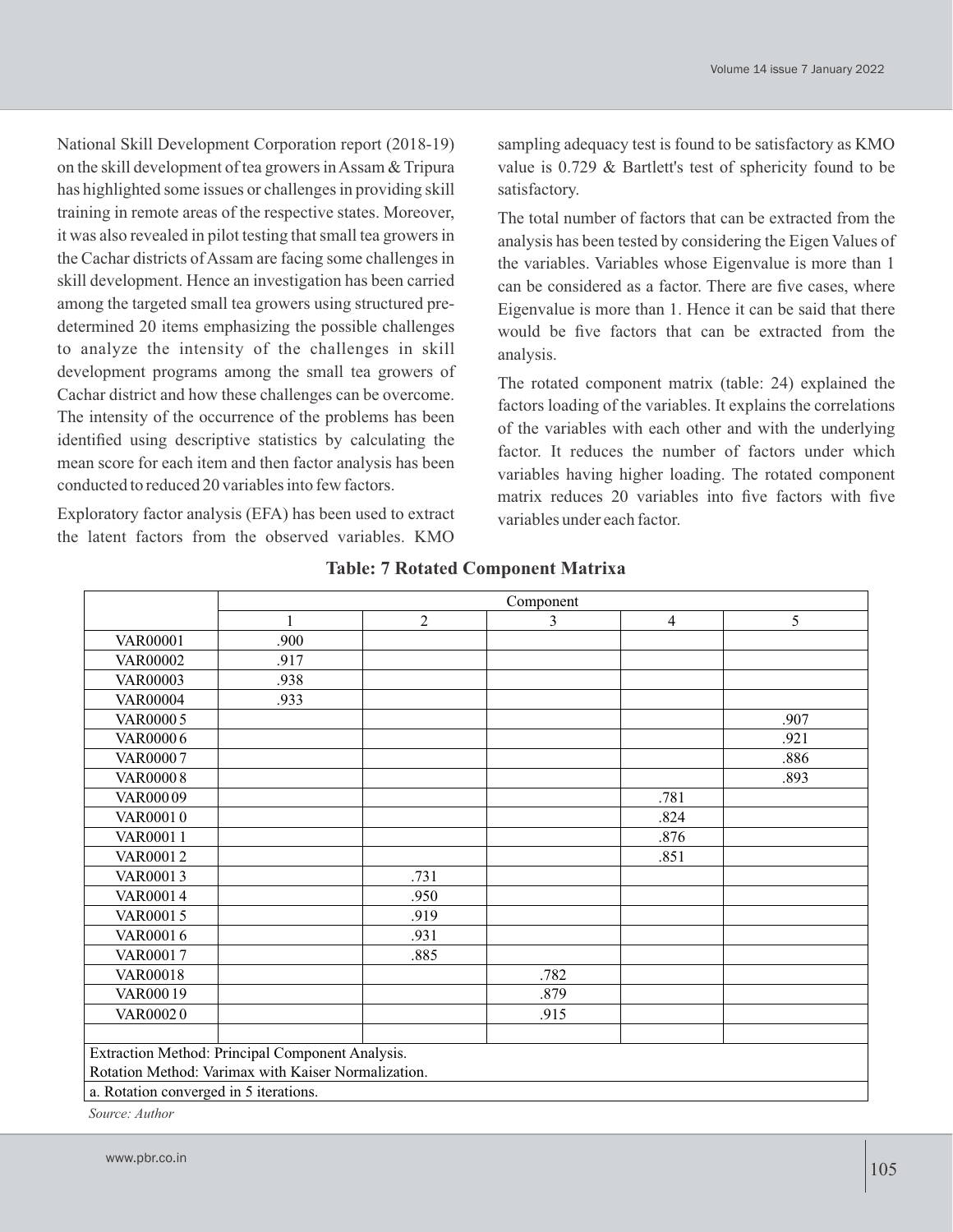National Skill Development Corporation report (2018-19) on the skill development of tea growers in Assam & Tripura has highlighted some issues or challenges in providing skill training in remote areas of the respective states. Moreover, it was also revealed in pilot testing that small tea growers in the Cachar districts of Assam are facing some challenges in skill development. Hence an investigation has been carried among the targeted small tea growers using structured pre-determined 20 items emphasizing the possible challenges to analyze the intensity of the challenges in skill development programs among the small tea growers of Cachar district and how these challenges can be overcome. The intensity of the occurrence of the problems has been identified using descriptive statistics by calculating the mean score for each item and then factor analysis has been conducted to reduced 20 variables into few factors.

Exploratory factor analysis (EFA) has been used to extract the latent factors from the observed variables. KMO sampling adequacy test is found to be satisfactory as KMO value is 0.729 & Bartlett's test of sphericity found to be satisfactory.

The total number of factors that can be extracted from the analysis has been tested by considering the Eigen Values of the variables. Variables whose Eigenvalue is more than 1 can be considered as a factor. There are five cases, where Eigenvalue is more than 1. Hence it can be said that there would be five factors that can be extracted from the analysis.

The rotated component matrix (table: 24) explained the factors loading of the variables. It explains the correlations of the variables with each other and with the underlying factor. It reduces the number of factors under which variables having higher loading. The rotated component matrix reduces 20 variables into five factors with five variables under each factor.

**Table: 7 Rotated Component Matrixa**

| | Component | | | | |
|---|---|---|---|---|---|
| | 1 | 2 | 3 | 4 | 5 |
| VAR00001 | .900 | | | | |
| VAR00002 | .917 | | | | |
| VAR00003 | .938 | | | | |
| VAR00004 | .933 | | | | |
| VAR00005 | | | | | .907 |
| VAR00006 | | | | | .921 |
| VAR00007 | | | | | .886 |
| VAR00008 | | | | | .893 |
| VAR00009 | | | | .781 | |
| VAR00010 | | | | .824 | |
| VAR00011 | | | | .876 | |
| VAR00012 | | | | .851 | |
| VAR00013 | | .731 | | | |
| VAR00014 | | .950 | | | |
| VAR00015 | | .919 | | | |
| VAR00016 | | .931 | | | |
| VAR00017 | | .885 | | | |
| VAR00018 | | | .782 | | |
| VAR00019 | | | .879 | | |
| VAR00020 | | | .915 | | |

Extraction Method: Principal Component Analysis.
Rotation Method: Varimax with Kaiser Normalization.
a. Rotation converged in 5 iterations.

*Source: Author*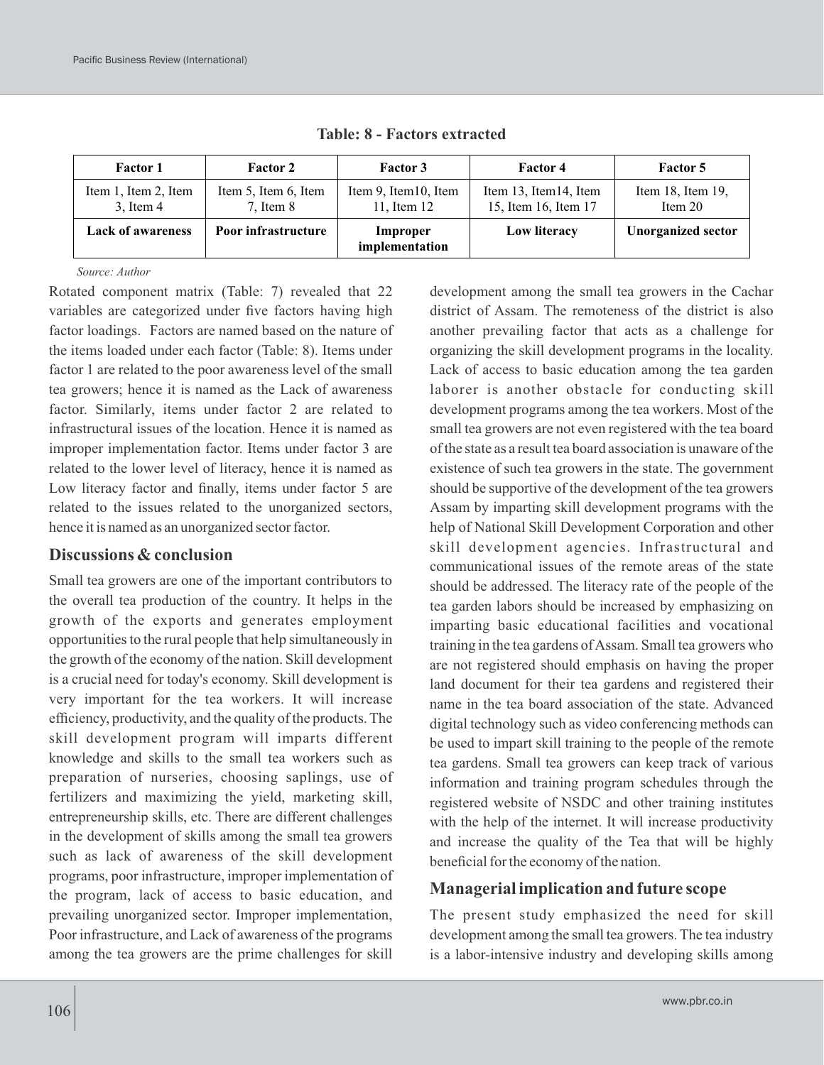**Table: 8 - Factors extracted**

| Factor 1 | Factor 2 | Factor 3 | Factor 4 | Factor 5 |
|---|---|---|---|---|
| Item 1, Item 2, Item 3, Item 4 | Item 5, Item 6, Item 7, Item 8 | Item 9, Item10, Item 11, Item 12 | Item 13, Item14, Item 15, Item 16, Item 17 | Item 18, Item 19, Item 20 |
| **Lack of awareness** | **Poor infrastructure** | **Improper implementation** | **Low literacy** | **Unorganized sector** |

*Source: Author*

Rotated component matrix (Table: 7) revealed that 22 variables are categorized under five factors having high factor loadings. Factors are named based on the nature of the items loaded under each factor (Table: 8). Items under factor 1 are related to the poor awareness level of the small tea growers; hence it is named as the Lack of awareness factor. Similarly, items under factor 2 are related to infrastructural issues of the location. Hence it is named as improper implementation factor. Items under factor 3 are related to the lower level of literacy, hence it is named as Low literacy factor and finally, items under factor 5 are related to the issues related to the unorganized sectors, hence it is named as an unorganized sector factor.

## Discussions & conclusion

Small tea growers are one of the important contributors to the overall tea production of the country. It helps in the growth of the exports and generates employment opportunities to the rural people that help simultaneously in the growth of the economy of the nation. Skill development is a crucial need for today's economy. Skill development is very important for the tea workers. It will increase efficiency, productivity, and the quality of the products. The skill development program will imparts different knowledge and skills to the small tea workers such as preparation of nurseries, choosing saplings, use of fertilizers and maximizing the yield, marketing skill, entrepreneurship skills, etc. There are different challenges in the development of skills among the small tea growers such as lack of awareness of the skill development programs, poor infrastructure, improper implementation of the program, lack of access to basic education, and prevailing unorganized sector. Improper implementation, Poor infrastructure, and Lack of awareness of the programs among the tea growers are the prime challenges for skill development among the small tea growers in the Cachar district of Assam. The remoteness of the district is also another prevailing factor that acts as a challenge for organizing the skill development programs in the locality. Lack of access to basic education among the tea garden laborer is another obstacle for conducting skill development programs among the tea workers. Most of the small tea growers are not even registered with the tea board of the state as a result tea board association is unaware of the existence of such tea growers in the state. The government should be supportive of the development of the tea growers Assam by imparting skill development programs with the help of National Skill Development Corporation and other skill development agencies. Infrastructural and communicational issues of the remote areas of the state should be addressed. The literacy rate of the people of the tea garden labors should be increased by emphasizing on imparting basic educational facilities and vocational training in the tea gardens of Assam. Small tea growers who are not registered should emphasis on having the proper land document for their tea gardens and registered their name in the tea board association of the state. Advanced digital technology such as video conferencing methods can be used to impart skill training to the people of the remote tea gardens. Small tea growers can keep track of various information and training program schedules through the registered website of NSDC and other training institutes with the help of the internet. It will increase productivity and increase the quality of the Tea that will be highly beneficial for the economy of the nation.

## Managerial implication and future scope

The present study emphasized the need for skill development among the small tea growers. The tea industry is a labor-intensive industry and developing skills among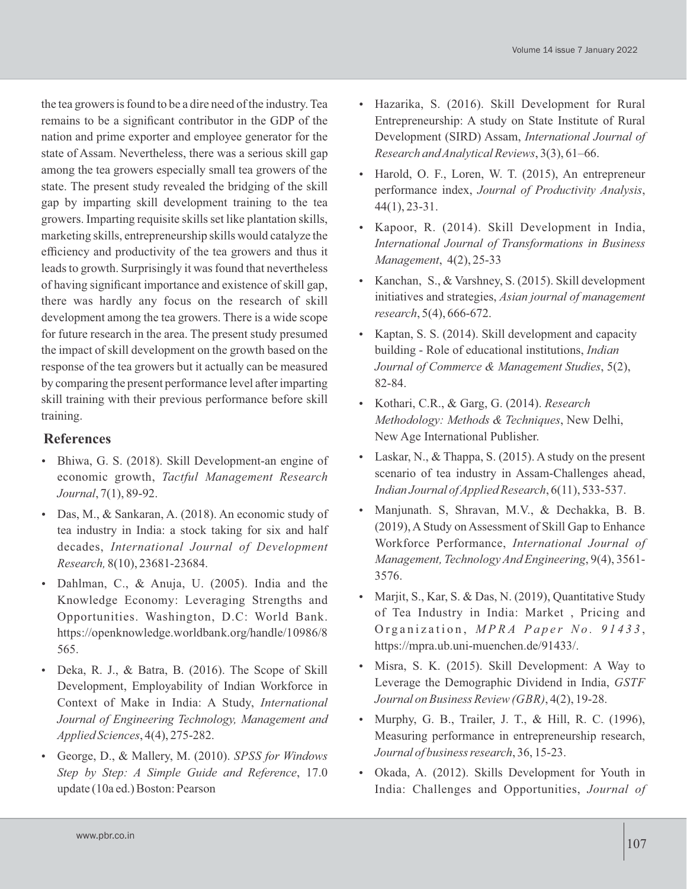the tea growers is found to be a dire need of the industry. Tea remains to be a significant contributor in the GDP of the nation and prime exporter and employee generator for the state of Assam. Nevertheless, there was a serious skill gap among the tea growers especially small tea growers of the state. The present study revealed the bridging of the skill gap by imparting skill development training to the tea growers. Imparting requisite skills set like plantation skills, marketing skills, entrepreneurship skills would catalyze the efficiency and productivity of the tea growers and thus it leads to growth. Surprisingly it was found that nevertheless of having significant importance and existence of skill gap, there was hardly any focus on the research of skill development among the tea growers. There is a wide scope for future research in the area. The present study presumed the impact of skill development on the growth based on the response of the tea growers but it actually can be measured by comparing the present performance level after imparting skill training with their previous performance before skill training.

## References

- Bhiwa, G. S. (2018). Skill Development-an engine of economic growth, *Tactful Management Research Journal*, 7(1), 89-92.
- Das, M., & Sankaran, A. (2018). An economic study of tea industry in India: a stock taking for six and half decades, *International Journal of Development Research,* 8(10), 23681-23684.
- Dahlman, C., & Anuja, U. (2005). India and the Knowledge Economy: Leveraging Strengths and Opportunities. Washington, D.C: World Bank. https://openknowledge.worldbank.org/handle/10986/8565.
- Deka, R. J., & Batra, B. (2016). The Scope of Skill Development, Employability of Indian Workforce in Context of Make in India: A Study, *International Journal of Engineering Technology, Management and Applied Sciences*, 4(4), 275-282.
- George, D., & Mallery, M. (2010). *SPSS for Windows Step by Step: A Simple Guide and Reference*, 17.0 update (10a ed.) Boston: Pearson
- Hazarika, S. (2016). Skill Development for Rural Entrepreneurship: A study on State Institute of Rural Development (SIRD) Assam, *International Journal of Research and Analytical Reviews*, 3(3), 61–66.
- Harold, O. F., Loren, W. T. (2015), An entrepreneur performance index, *Journal of Productivity Analysis*, 44(1), 23-31.
- Kapoor, R. (2014). Skill Development in India, *International Journal of Transformations in Business Management*, 4(2), 25-33
- Kanchan, S., & Varshney, S. (2015). Skill development initiatives and strategies, *Asian journal of management research*, 5(4), 666-672.
- Kaptan, S. S. (2014). Skill development and capacity building - Role of educational institutions, *Indian Journal of Commerce & Management Studies*, 5(2), 82-84.
- Kothari, C.R., & Garg, G. (2014). *Research Methodology: Methods & Techniques*, New Delhi, New Age International Publisher.
- Laskar, N., & Thappa, S. (2015). A study on the present scenario of tea industry in Assam-Challenges ahead, *Indian Journal of Applied Research*, 6(11), 533-537.
- Manjunath. S, Shravan, M.V., & Dechakka, B. B. (2019), A Study on Assessment of Skill Gap to Enhance Workforce Performance, *International Journal of Management, Technology And Engineering*, 9(4), 3561-3576.
- Marjit, S., Kar, S. & Das, N. (2019), Quantitative Study of Tea Industry in India: Market , Pricing and Organization, *MPRA Paper No. 91433*, https://mpra.ub.uni-muenchen.de/91433/.
- Misra, S. K. (2015). Skill Development: A Way to Leverage the Demographic Dividend in India, *GSTF Journal on Business Review (GBR)*, 4(2), 19-28.
- Murphy, G. B., Trailer, J. T., & Hill, R. C. (1996), Measuring performance in entrepreneurship research, *Journal of business research*, 36, 15-23.
- Okada, A. (2012). Skills Development for Youth in India: Challenges and Opportunities, *Journal of*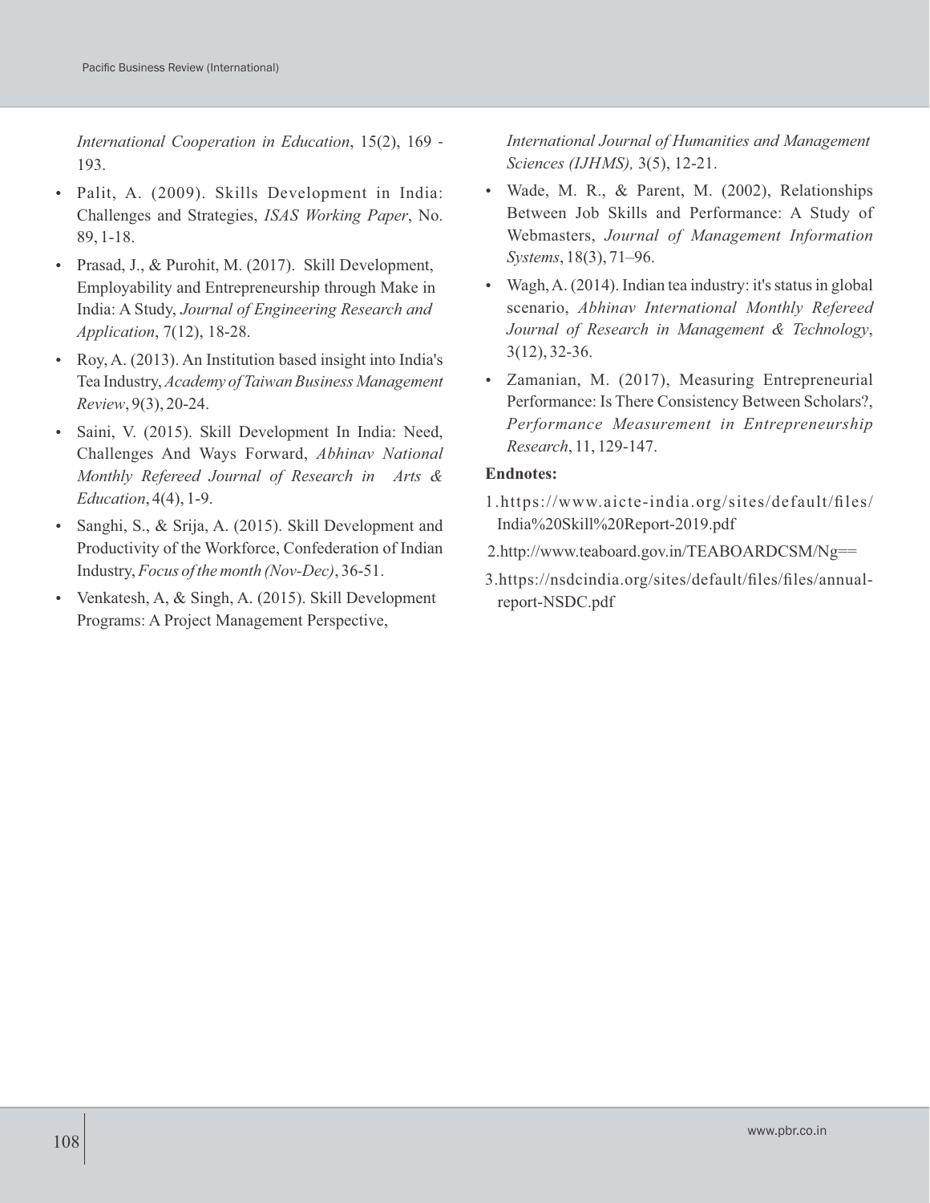*International Cooperation in Education*, 15(2), 169 - 193.

- Palit, A. (2009). Skills Development in India: Challenges and Strategies, *ISAS Working Paper*, No. 89, 1-18.
- Prasad, J., & Purohit, M. (2017). Skill Development, Employability and Entrepreneurship through Make in India: A Study, *Journal of Engineering Research and Application*, 7(12), 18-28.
- Roy, A. (2013). An Institution based insight into India's Tea Industry, *Academy of Taiwan Business Management Review*, 9(3), 20-24.
- Saini, V. (2015). Skill Development In India: Need, Challenges And Ways Forward, *Abhinav National Monthly Refereed Journal of Research in Arts & Education*, 4(4), 1-9.
- Sanghi, S., & Srija, A. (2015). Skill Development and Productivity of the Workforce, Confederation of Indian Industry, *Focus of the month (Nov-Dec)*, 36-51.
- Venkatesh, A, & Singh, A. (2015). Skill Development Programs: A Project Management Perspective, *International Journal of Humanities and Management Sciences (IJHMS),* 3(5), 12-21.
- Wade, M. R., & Parent, M. (2002), Relationships Between Job Skills and Performance: A Study of Webmasters, *Journal of Management Information Systems*, 18(3), 71–96.
- Wagh, A. (2014). Indian tea industry: it's status in global scenario, *Abhinav International Monthly Refereed Journal of Research in Management & Technology*, 3(12), 32-36.
- Zamanian, M. (2017), Measuring Entrepreneurial Performance: Is There Consistency Between Scholars?, *Performance Measurement in Entrepreneurship Research*, 11, 129-147.

**Endnotes:**

1. https://www.aicte-india.org/sites/default/files/India%20Skill%20Report-2019.pdf
2. http://www.teaboard.gov.in/TEABOARDCSM/Ng==
3. https://nsdcindia.org/sites/default/files/files/annual-report-NSDC.pdf